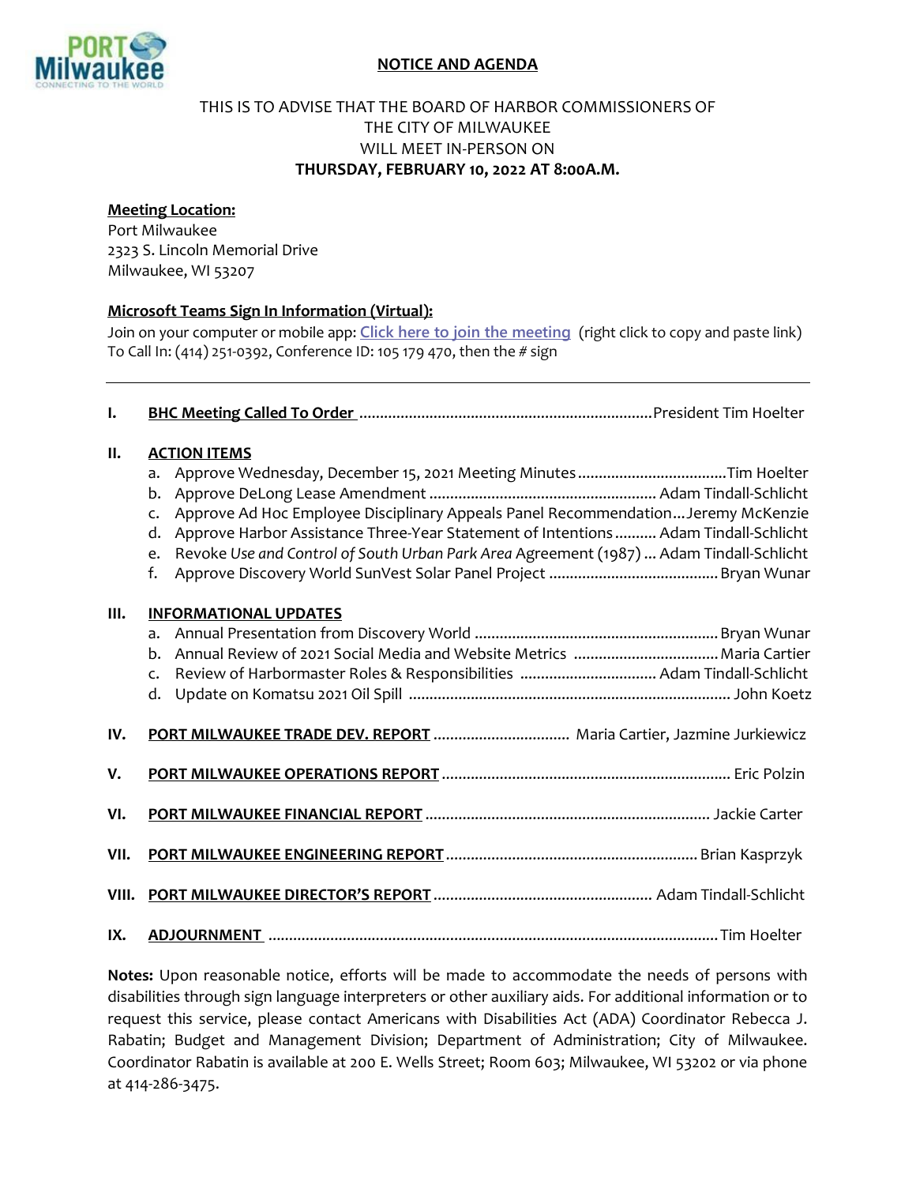# NOTICE AND AGENDA

THIS IS TO ADVISE THAT THE BOARD OF HARBOR COMMISSIONERS OF THE CITY OF MILWAUKEE WILL MEET IN-PERSON ON **THURSDAY, FEBRUARY 10, 2022 AT 8:00A.M.**

**Meeting Location:**
Port Milwaukee
2323 S. Lincoln Memorial Drive
Milwaukee, WI 53207

**Microsoft Teams Sign In Information (Virtual):**
Join on your computer or mobile app: Click here to join the meeting (right click to copy and paste link)
To Call In: (414) 251-0392, Conference ID: 105 179 470, then the # sign

---

**I. BHC Meeting Called To Order** ...................................................................... President Tim Hoelter

**II. ACTION ITEMS**

a. Approve Wednesday, December 15, 2021 Meeting Minutes .................................... Tim Hoelter
b. Approve DeLong Lease Amendment ....................................................... Adam Tindall-Schlicht
c. Approve Ad Hoc Employee Disciplinary Appeals Panel Recommendation ... Jeremy McKenzie
d. Approve Harbor Assistance Three-Year Statement of Intentions .......... Adam Tindall-Schlicht
e. Revoke *Use and Control of South Urban Park Area* Agreement (1987) ... Adam Tindall-Schlicht
f. Approve Discovery World SunVest Solar Panel Project ......................................... Bryan Wunar

**III. INFORMATIONAL UPDATES**

a. Annual Presentation from Discovery World ........................................................... Bryan Wunar
b. Annual Review of 2021 Social Media and Website Metrics .................................. Maria Cartier
c. Review of Harbormaster Roles & Responsibilities ................................. Adam Tindall-Schlicht
d. Update on Komatsu 2021 Oil Spill ............................................................................. John Koetz

**IV. PORT MILWAUKEE TRADE DEV. REPORT** ................................ Maria Cartier, Jazmine Jurkiewicz

**V. PORT MILWAUKEE OPERATIONS REPORT** ..................................................................... Eric Polzin

**VI. PORT MILWAUKEE FINANCIAL REPORT** .................................................................... Jackie Carter

**VII. PORT MILWAUKEE ENGINEERING REPORT** ............................................................ Brian Kasprzyk

**VIII. PORT MILWAUKEE DIRECTOR'S REPORT** .................................................... Adam Tindall-Schlicht

**IX. ADJOURNMENT** ............................................................................................................ Tim Hoelter

**Notes:** Upon reasonable notice, efforts will be made to accommodate the needs of persons with disabilities through sign language interpreters or other auxiliary aids. For additional information or to request this service, please contact Americans with Disabilities Act (ADA) Coordinator Rebecca J. Rabatin; Budget and Management Division; Department of Administration; City of Milwaukee. Coordinator Rabatin is available at 200 E. Wells Street; Room 603; Milwaukee, WI 53202 or via phone at 414-286-3475.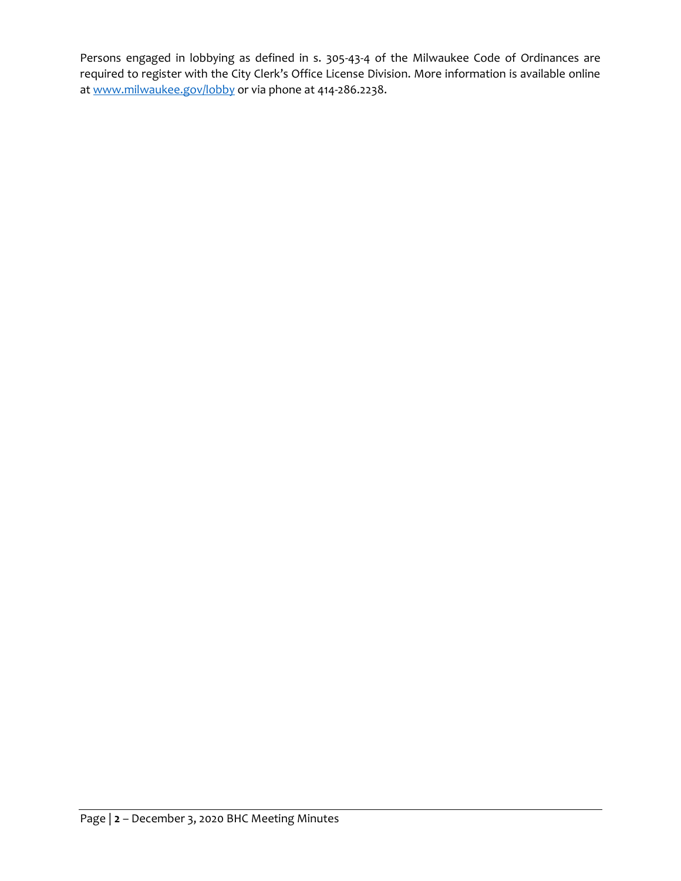Persons engaged in lobbying as defined in s. 305-43-4 of the Milwaukee Code of Ordinances are required to register with the City Clerk's Office License Division. More information is available online at [www.milwaukee.gov/lobby](http://www.milwaukee.gov/lobby) or via phone at 414-286.2238.